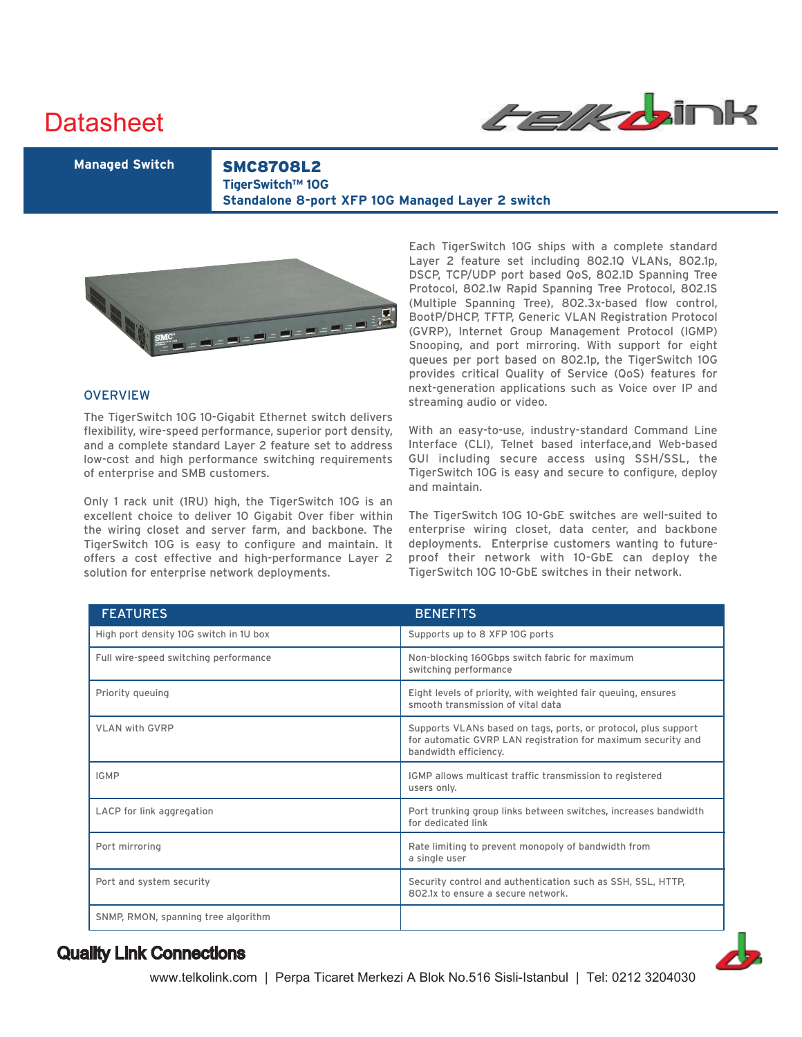# Datasheet

**Managed Switch**

## SMC8708L2

**TigerSwitch™ 10G**

**Standalone 8-port XFP 10G Managed Layer 2 switch**

### OVERVIEW

The TigerSwitch 10G 10-Gigabit Ethernet switch delivers flexibility, wire-speed performance, superior port density, and a complete standard Layer 2 feature set to address low-cost and high performance switching requirements of enterprise and SMB customers.

Only 1 rack unit (1RU) high, the TigerSwitch 10G is an excellent choice to deliver 10 Gigabit Over fiber within the wiring closet and server farm, and backbone. The TigerSwitch 10G is easy to configure and maintain. It offers a cost effective and high-performance Layer 2 solution for enterprise network deployments.

Each TigerSwitch 10G ships with a complete standard Layer 2 feature set including 802.1Q VLANs, 802.1p, DSCP, TCP/UDP port based QoS, 802.1D Spanning Tree Protocol, 802.1w Rapid Spanning Tree Protocol, 802.1S (Multiple Spanning Tree), 802.3x-based flow control, BootP/DHCP, TFTP, Generic VLAN Registration Protocol (GVRP), Internet Group Management Protocol (IGMP) Snooping, and port mirroring. With support for eight queues per port based on 802.1p, the TigerSwitch 10G provides critical Quality of Service (QoS) features for next-generation applications such as Voice over IP and streaming audio or video.

With an easy-to-use, industry-standard Command Line Interface (CLI), Telnet based interface,and Web-based GUI including secure access using SSH/SSL, the TigerSwitch 10G is easy and secure to configure, deploy and maintain.

The TigerSwitch 10G 10-GbE switches are well-suited to enterprise wiring closet, data center, and backbone deployments. Enterprise customers wanting to future-proof their network with 10-GbE can deploy the TigerSwitch 10G 10-GbE switches in their network.

| FEATURES | BENEFITS |
|---|---|
| High port density 10G switch in 1U box | Supports up to 8 XFP 10G ports |
| Full wire-speed switching performance | Non-blocking 160Gbps switch fabric for maximum switching performance |
| Priority queuing | Eight levels of priority, with weighted fair queuing, ensures smooth transmission of vital data |
| VLAN with GVRP | Supports VLANs based on tags, ports, or protocol, plus support for automatic GVRP LAN registration for maximum security and bandwidth efficiency. |
| IGMP | IGMP allows multicast traffic transmission to registered users only. |
| LACP for link aggregation | Port trunking group links between switches, increases bandwidth for dedicated link |
| Port mirroring | Rate limiting to prevent monopoly of bandwidth from a single user |
| Port and system security | Security control and authentication such as SSH, SSL, HTTP, 802.1x to ensure a secure network. |
| SNMP, RMON, spanning tree algorithm | |

**Quality Link Connections**

www.telkolink.com | Perpa Ticaret Merkezi A Blok No.516 Sisli-Istanbul | Tel: 0212 3204030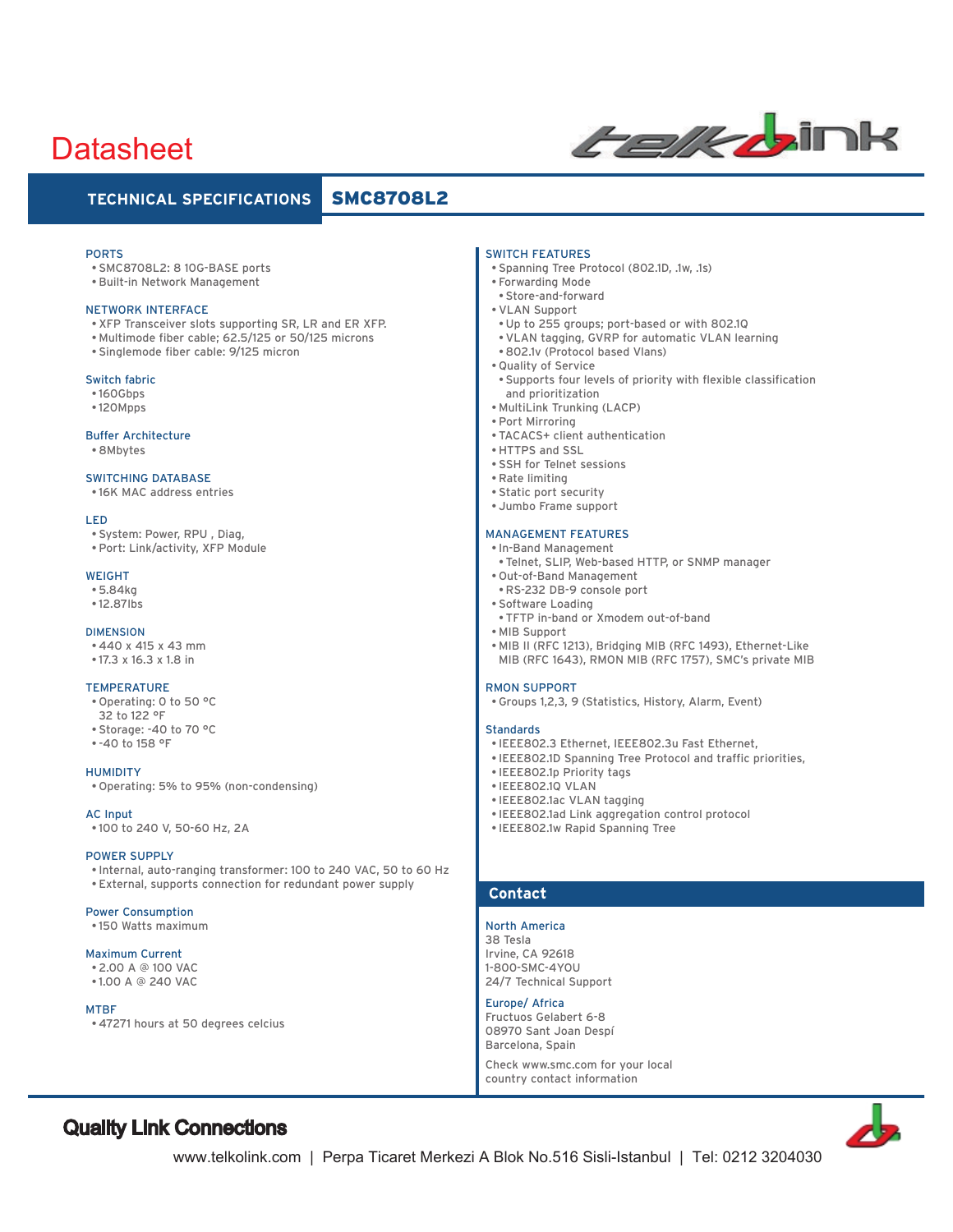# Datasheet

## TECHNICAL SPECIFICATIONS SMC8708L2

### PORTS
- SMC8708L2: 8 10G-BASE ports
- Built-in Network Management

### NETWORK INTERFACE
- XFP Transceiver slots supporting SR, LR and ER XFP.
- Multimode fiber cable; 62.5/125 or 50/125 microns
- Singlemode fiber cable: 9/125 micron

### Switch fabric
- 160Gbps
- 120Mpps

### Buffer Architecture
- 8Mbytes

### SWITCHING DATABASE
- 16K MAC address entries

### LED
- System: Power, RPU , Diag,
- Port: Link/activity, XFP Module

### WEIGHT
- 5.84kg
- 12.87lbs

### DIMENSION
- 440 x 415 x 43 mm
- 17.3 x 16.3 x 1.8 in

### TEMPERATURE
- Operating: 0 to 50 °C
  32 to 122 °F
- Storage: -40 to 70 °C
- -40 to 158 °F

### HUMIDITY
- Operating: 5% to 95% (non-condensing)

### AC Input
- 100 to 240 V, 50-60 Hz, 2A

### POWER SUPPLY
- Internal, auto-ranging transformer: 100 to 240 VAC, 50 to 60 Hz
- External, supports connection for redundant power supply

### Power Consumption
- 150 Watts maximum

### Maximum Current
- 2.00 A @ 100 VAC
- 1.00 A @ 240 VAC

### MTBF
- 47271 hours at 50 degrees celcius

### SWITCH FEATURES
- Spanning Tree Protocol (802.1D, .1w, .1s)
- Forwarding Mode
  - Store-and-forward
- VLAN Support
  - Up to 255 groups; port-based or with 802.1Q
  - VLAN tagging, GVRP for automatic VLAN learning
  - 802.1v (Protocol based Vlans)
- Quality of Service
  - Supports four levels of priority with flexible classification and prioritization
- MultiLink Trunking (LACP)
- Port Mirroring
- TACACS+ client authentication
- HTTPS and SSL
- SSH for Telnet sessions
- Rate limiting
- Static port security
- Jumbo Frame support

### MANAGEMENT FEATURES
- In-Band Management
  - Telnet, SLIP, Web-based HTTP, or SNMP manager
- Out-of-Band Management
  - RS-232 DB-9 console port
- Software Loading
  - TFTP in-band or Xmodem out-of-band
- MIB Support
- MIB II (RFC 1213), Bridging MIB (RFC 1493), Ethernet-Like MIB (RFC 1643), RMON MIB (RFC 1757), SMC's private MIB

### RMON SUPPORT
- Groups 1,2,3, 9 (Statistics, History, Alarm, Event)

### Standards
- IEEE802.3 Ethernet, IEEE802.3u Fast Ethernet,
- IEEE802.1D Spanning Tree Protocol and traffic priorities,
- IEEE802.1p Priority tags
- IEEE802.1Q VLAN
- IEEE802.1ac VLAN tagging
- IEEE802.1ad Link aggregation control protocol
- IEEE802.1w Rapid Spanning Tree

## Contact

**North America**
38 Tesla
Irvine, CA 92618
1-800-SMC-4YOU
24/7 Technical Support

**Europe/ Africa**
Fructuos Gelabert 6-8
08970 Sant Joan Despí
Barcelona, Spain

Check www.smc.com for your local country contact information

**Quality Link Connections**

www.telkolink.com | Perpa Ticaret Merkezi A Blok No.516 Sisli-Istanbul | Tel: 0212 3204030